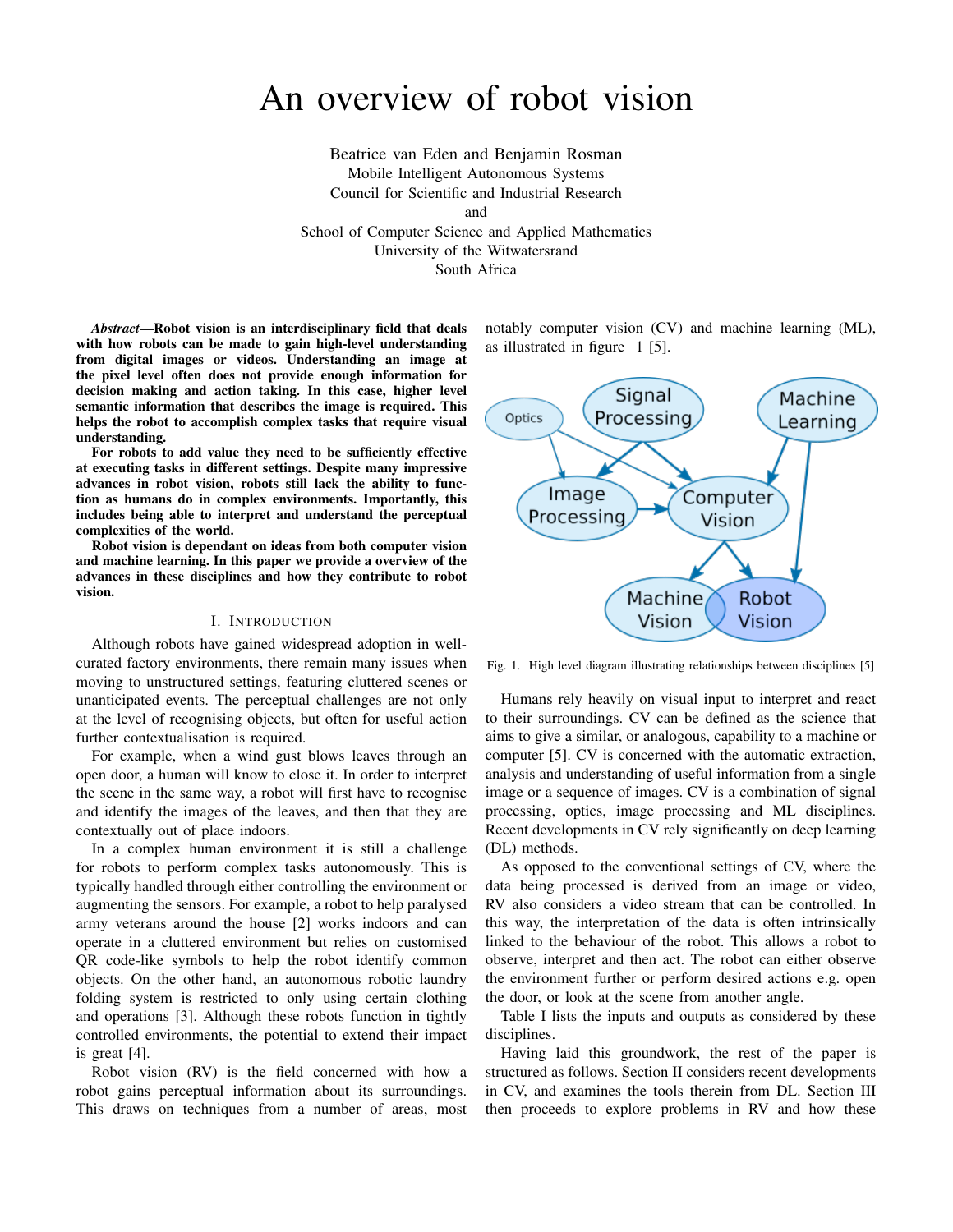# An overview of robot vision

Beatrice van Eden and Benjamin Rosman
Mobile Intelligent Autonomous Systems
Council for Scientific and Industrial Research
and
School of Computer Science and Applied Mathematics
University of the Witwatersrand
South Africa

***Abstract*—Robot vision is an interdisciplinary field that deals with how robots can be made to gain high-level understanding from digital images or videos. Understanding an image at the pixel level often does not provide enough information for decision making and action taking. In this case, higher level semantic information that describes the image is required. This helps the robot to accomplish complex tasks that require visual understanding.**

**For robots to add value they need to be sufficiently effective at executing tasks in different settings. Despite many impressive advances in robot vision, robots still lack the ability to function as humans do in complex environments. Importantly, this includes being able to interpret and understand the perceptual complexities of the world.**

**Robot vision is dependant on ideas from both computer vision and machine learning. In this paper we provide a overview of the advances in these disciplines and how they contribute to robot vision.**

## I. Introduction

Although robots have gained widespread adoption in well-curated factory environments, there remain many issues when moving to unstructured settings, featuring cluttered scenes or unanticipated events. The perceptual challenges are not only at the level of recognising objects, but often for useful action further contextualisation is required.

For example, when a wind gust blows leaves through an open door, a human will know to close it. In order to interpret the scene in the same way, a robot will first have to recognise and identify the images of the leaves, and then that they are contextually out of place indoors.

In a complex human environment it is still a challenge for robots to perform complex tasks autonomously. This is typically handled through either controlling the environment or augmenting the sensors. For example, a robot to help paralysed army veterans around the house [2] works indoors and can operate in a cluttered environment but relies on customised QR code-like symbols to help the robot identify common objects. On the other hand, an autonomous robotic laundry folding system is restricted to only using certain clothing and operations [3]. Although these robots function in tightly controlled environments, the potential to extend their impact is great [4].

Robot vision (RV) is the field concerned with how a robot gains perceptual information about its surroundings. This draws on techniques from a number of areas, most notably computer vision (CV) and machine learning (ML), as illustrated in figure 1 [5].

Fig. 1. High level diagram illustrating relationships between disciplines [5]

Humans rely heavily on visual input to interpret and react to their surroundings. CV can be defined as the science that aims to give a similar, or analogous, capability to a machine or computer [5]. CV is concerned with the automatic extraction, analysis and understanding of useful information from a single image or a sequence of images. CV is a combination of signal processing, optics, image processing and ML disciplines. Recent developments in CV rely significantly on deep learning (DL) methods.

As opposed to the conventional settings of CV, where the data being processed is derived from an image or video, RV also considers a video stream that can be controlled. In this way, the interpretation of the data is often intrinsically linked to the behaviour of the robot. This allows a robot to observe, interpret and then act. The robot can either observe the environment further or perform desired actions e.g. open the door, or look at the scene from another angle.

Table I lists the inputs and outputs as considered by these disciplines.

Having laid this groundwork, the rest of the paper is structured as follows. Section II considers recent developments in CV, and examines the tools therein from DL. Section III then proceeds to explore problems in RV and how these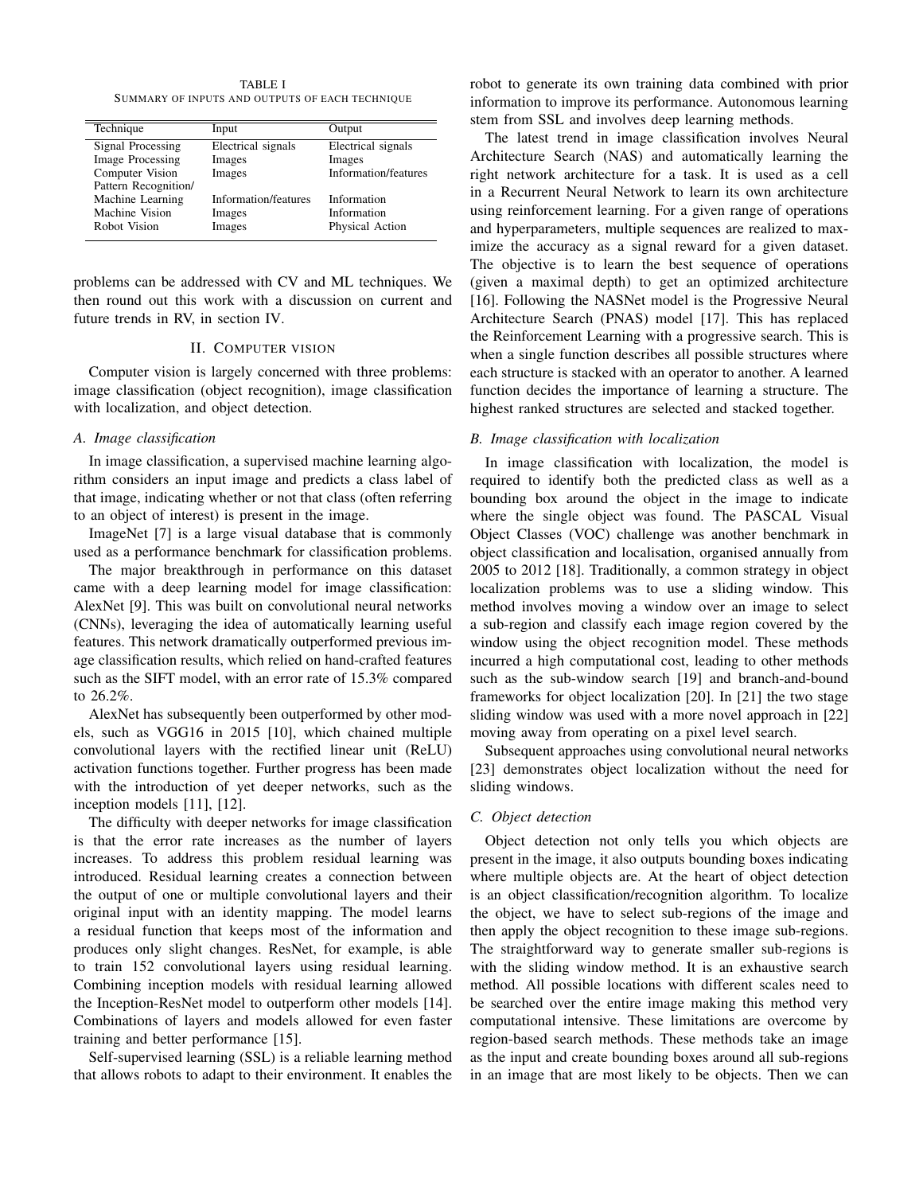TABLE I

SUMMARY OF INPUTS AND OUTPUTS OF EACH TECHNIQUE

| Technique | Input | Output |
|---|---|---|
| Signal Processing | Electrical signals | Electrical signals |
| Image Processing | Images | Images |
| Computer Vision | Images | Information/features |
| Pattern Recognition/ Machine Learning | Information/features | Information |
| Machine Vision | Images | Information |
| Robot Vision | Images | Physical Action |

problems can be addressed with CV and ML techniques. We then round out this work with a discussion on current and future trends in RV, in section IV.

## II. Computer vision

Computer vision is largely concerned with three problems: image classification (object recognition), image classification with localization, and object detection.

### *A. Image classification*

In image classification, a supervised machine learning algorithm considers an input image and predicts a class label of that image, indicating whether or not that class (often referring to an object of interest) is present in the image.

ImageNet [7] is a large visual database that is commonly used as a performance benchmark for classification problems.

The major breakthrough in performance on this dataset came with a deep learning model for image classification: AlexNet [9]. This was built on convolutional neural networks (CNNs), leveraging the idea of automatically learning useful features. This network dramatically outperformed previous image classification results, which relied on hand-crafted features such as the SIFT model, with an error rate of 15.3% compared to 26.2%.

AlexNet has subsequently been outperformed by other models, such as VGG16 in 2015 [10], which chained multiple convolutional layers with the rectified linear unit (ReLU) activation functions together. Further progress has been made with the introduction of yet deeper networks, such as the inception models [11], [12].

The difficulty with deeper networks for image classification is that the error rate increases as the number of layers increases. To address this problem residual learning was introduced. Residual learning creates a connection between the output of one or multiple convolutional layers and their original input with an identity mapping. The model learns a residual function that keeps most of the information and produces only slight changes. ResNet, for example, is able to train 152 convolutional layers using residual learning. Combining inception models with residual learning allowed the Inception-ResNet model to outperform other models [14]. Combinations of layers and models allowed for even faster training and better performance [15].

Self-supervised learning (SSL) is a reliable learning method that allows robots to adapt to their environment. It enables the robot to generate its own training data combined with prior information to improve its performance. Autonomous learning stem from SSL and involves deep learning methods.

The latest trend in image classification involves Neural Architecture Search (NAS) and automatically learning the right network architecture for a task. It is used as a cell in a Recurrent Neural Network to learn its own architecture using reinforcement learning. For a given range of operations and hyperparameters, multiple sequences are realized to maximize the accuracy as a signal reward for a given dataset. The objective is to learn the best sequence of operations (given a maximal depth) to get an optimized architecture [16]. Following the NASNet model is the Progressive Neural Architecture Search (PNAS) model [17]. This has replaced the Reinforcement Learning with a progressive search. This is when a single function describes all possible structures where each structure is stacked with an operator to another. A learned function decides the importance of learning a structure. The highest ranked structures are selected and stacked together.

### *B. Image classification with localization*

In image classification with localization, the model is required to identify both the predicted class as well as a bounding box around the object in the image to indicate where the single object was found. The PASCAL Visual Object Classes (VOC) challenge was another benchmark in object classification and localisation, organised annually from 2005 to 2012 [18]. Traditionally, a common strategy in object localization problems was to use a sliding window. This method involves moving a window over an image to select a sub-region and classify each image region covered by the window using the object recognition model. These methods incurred a high computational cost, leading to other methods such as the sub-window search [19] and branch-and-bound frameworks for object localization [20]. In [21] the two stage sliding window was used with a more novel approach in [22] moving away from operating on a pixel level search.

Subsequent approaches using convolutional neural networks [23] demonstrates object localization without the need for sliding windows.

### *C. Object detection*

Object detection not only tells you which objects are present in the image, it also outputs bounding boxes indicating where multiple objects are. At the heart of object detection is an object classification/recognition algorithm. To localize the object, we have to select sub-regions of the image and then apply the object recognition to these image sub-regions. The straightforward way to generate smaller sub-regions is with the sliding window method. It is an exhaustive search method. All possible locations with different scales need to be searched over the entire image making this method very computational intensive. These limitations are overcome by region-based search methods. These methods take an image as the input and create bounding boxes around all sub-regions in an image that are most likely to be objects. Then we can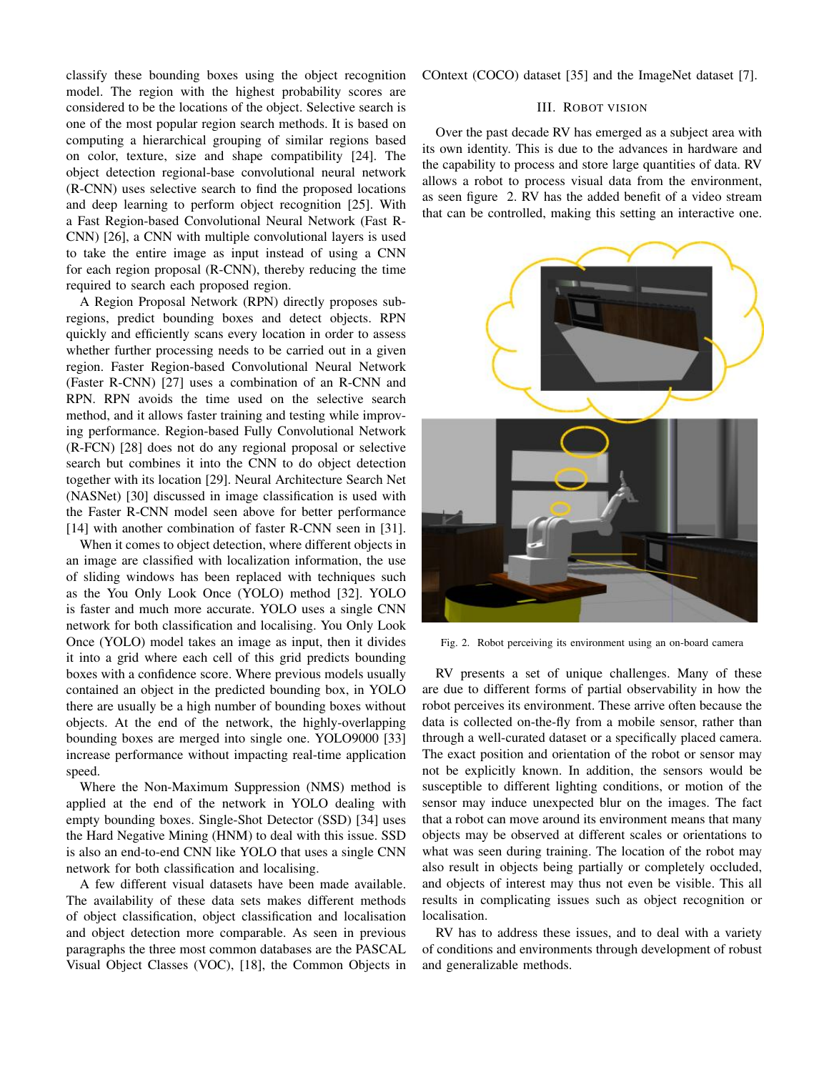classify these bounding boxes using the object recognition model. The region with the highest probability scores are considered to be the locations of the object. Selective search is one of the most popular region search methods. It is based on computing a hierarchical grouping of similar regions based on color, texture, size and shape compatibility [24]. The object detection regional-base convolutional neural network (R-CNN) uses selective search to find the proposed locations and deep learning to perform object recognition [25]. With a Fast Region-based Convolutional Neural Network (Fast R-CNN) [26], a CNN with multiple convolutional layers is used to take the entire image as input instead of using a CNN for each region proposal (R-CNN), thereby reducing the time required to search each proposed region.

A Region Proposal Network (RPN) directly proposes sub-regions, predict bounding boxes and detect objects. RPN quickly and efficiently scans every location in order to assess whether further processing needs to be carried out in a given region. Faster Region-based Convolutional Neural Network (Faster R-CNN) [27] uses a combination of an R-CNN and RPN. RPN avoids the time used on the selective search method, and it allows faster training and testing while improving performance. Region-based Fully Convolutional Network (R-FCN) [28] does not do any regional proposal or selective search but combines it into the CNN to do object detection together with its location [29]. Neural Architecture Search Net (NASNet) [30] discussed in image classification is used with the Faster R-CNN model seen above for better performance [14] with another combination of faster R-CNN seen in [31].

When it comes to object detection, where different objects in an image are classified with localization information, the use of sliding windows has been replaced with techniques such as the You Only Look Once (YOLO) method [32]. YOLO is faster and much more accurate. YOLO uses a single CNN network for both classification and localising. You Only Look Once (YOLO) model takes an image as input, then it divides it into a grid where each cell of this grid predicts bounding boxes with a confidence score. Where previous models usually contained an object in the predicted bounding box, in YOLO there are usually be a high number of bounding boxes without objects. At the end of the network, the highly-overlapping bounding boxes are merged into single one. YOLO9000 [33] increase performance without impacting real-time application speed.

Where the Non-Maximum Suppression (NMS) method is applied at the end of the network in YOLO dealing with empty bounding boxes. Single-Shot Detector (SSD) [34] uses the Hard Negative Mining (HNM) to deal with this issue. SSD is also an end-to-end CNN like YOLO that uses a single CNN network for both classification and localising.

A few different visual datasets have been made available. The availability of these data sets makes different methods of object classification, object classification and localisation and object detection more comparable. As seen in previous paragraphs the three most common databases are the PASCAL Visual Object Classes (VOC), [18], the Common Objects in COntext (COCO) dataset [35] and the ImageNet dataset [7].

## III. Robot Vision

Over the past decade RV has emerged as a subject area with its own identity. This is due to the advances in hardware and the capability to process and store large quantities of data. RV allows a robot to process visual data from the environment, as seen figure 2. RV has the added benefit of a video stream that can be controlled, making this setting an interactive one.

Fig. 2. Robot perceiving its environment using an on-board camera

RV presents a set of unique challenges. Many of these are due to different forms of partial observability in how the robot perceives its environment. These arrive often because the data is collected on-the-fly from a mobile sensor, rather than through a well-curated dataset or a specifically placed camera. The exact position and orientation of the robot or sensor may not be explicitly known. In addition, the sensors would be susceptible to different lighting conditions, or motion of the sensor may induce unexpected blur on the images. The fact that a robot can move around its environment means that many objects may be observed at different scales or orientations to what was seen during training. The location of the robot may also result in objects being partially or completely occluded, and objects of interest may thus not even be visible. This all results in complicating issues such as object recognition or localisation.

RV has to address these issues, and to deal with a variety of conditions and environments through development of robust and generalizable methods.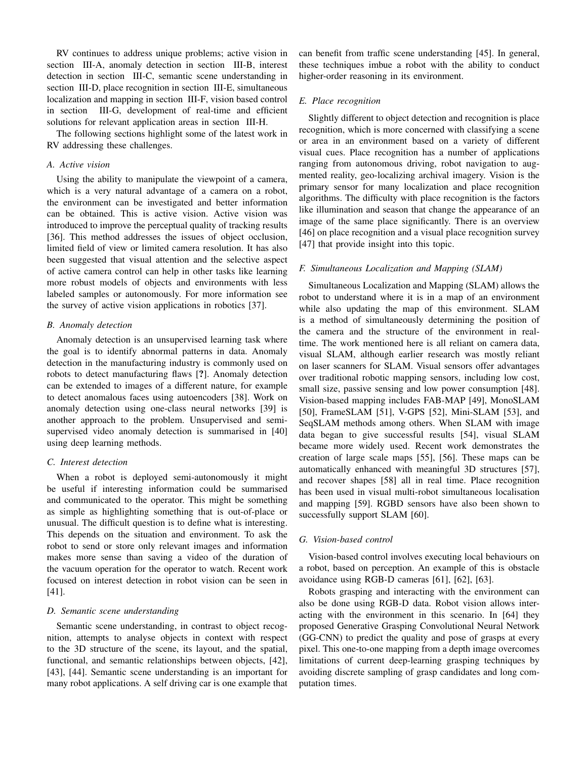RV continues to address unique problems; active vision in section III-A, anomaly detection in section III-B, interest detection in section III-C, semantic scene understanding in section III-D, place recognition in section III-E, simultaneous localization and mapping in section III-F, vision based control in section III-G, development of real-time and efficient solutions for relevant application areas in section III-H.

The following sections highlight some of the latest work in RV addressing these challenges.

### A. Active vision

Using the ability to manipulate the viewpoint of a camera, which is a very natural advantage of a camera on a robot, the environment can be investigated and better information can be obtained. This is active vision. Active vision was introduced to improve the perceptual quality of tracking results [36]. This method addresses the issues of object occlusion, limited field of view or limited camera resolution. It has also been suggested that visual attention and the selective aspect of active camera control can help in other tasks like learning more robust models of objects and environments with less labeled samples or autonomously. For more information see the survey of active vision applications in robotics [37].

### B. Anomaly detection

Anomaly detection is an unsupervised learning task where the goal is to identify abnormal patterns in data. Anomaly detection in the manufacturing industry is commonly used on robots to detect manufacturing flaws [**?**]. Anomaly detection can be extended to images of a different nature, for example to detect anomalous faces using autoencoders [38]. Work on anomaly detection using one-class neural networks [39] is another approach to the problem. Unsupervised and semi-supervised video anomaly detection is summarised in [40] using deep learning methods.

### C. Interest detection

When a robot is deployed semi-autonomously it might be useful if interesting information could be summarised and communicated to the operator. This might be something as simple as highlighting something that is out-of-place or unusual. The difficult question is to define what is interesting. This depends on the situation and environment. To ask the robot to send or store only relevant images and information makes more sense than saving a video of the duration of the vacuum operation for the operator to watch. Recent work focused on interest detection in robot vision can be seen in [41].

### D. Semantic scene understanding

Semantic scene understanding, in contrast to object recognition, attempts to analyse objects in context with respect to the 3D structure of the scene, its layout, and the spatial, functional, and semantic relationships between objects, [42], [43], [44]. Semantic scene understanding is an important for many robot applications. A self driving car is one example that can benefit from traffic scene understanding [45]. In general, these techniques imbue a robot with the ability to conduct higher-order reasoning in its environment.

### E. Place recognition

Slightly different to object detection and recognition is place recognition, which is more concerned with classifying a scene or area in an environment based on a variety of different visual cues. Place recognition has a number of applications ranging from autonomous driving, robot navigation to augmented reality, geo-localizing archival imagery. Vision is the primary sensor for many localization and place recognition algorithms. The difficulty with place recognition is the factors like illumination and season that change the appearance of an image of the same place significantly. There is an overview [46] on place recognition and a visual place recognition survey [47] that provide insight into this topic.

### F. Simultaneous Localization and Mapping (SLAM)

Simultaneous Localization and Mapping (SLAM) allows the robot to understand where it is in a map of an environment while also updating the map of this environment. SLAM is a method of simultaneously determining the position of the camera and the structure of the environment in real-time. The work mentioned here is all reliant on camera data, visual SLAM, although earlier research was mostly reliant on laser scanners for SLAM. Visual sensors offer advantages over traditional robotic mapping sensors, including low cost, small size, passive sensing and low power consumption [48]. Vision-based mapping includes FAB-MAP [49], MonoSLAM [50], FrameSLAM [51], V-GPS [52], Mini-SLAM [53], and SeqSLAM methods among others. When SLAM with image data began to give successful results [54], visual SLAM became more widely used. Recent work demonstrates the creation of large scale maps [55], [56]. These maps can be automatically enhanced with meaningful 3D structures [57], and recover shapes [58] all in real time. Place recognition has been used in visual multi-robot simultaneous localisation and mapping [59]. RGBD sensors have also been shown to successfully support SLAM [60].

### G. Vision-based control

Vision-based control involves executing local behaviours on a robot, based on perception. An example of this is obstacle avoidance using RGB-D cameras [61], [62], [63].

Robots grasping and interacting with the environment can also be done using RGB-D data. Robot vision allows interacting with the environment in this scenario. In [64] they proposed Generative Grasping Convolutional Neural Network (GG-CNN) to predict the quality and pose of grasps at every pixel. This one-to-one mapping from a depth image overcomes limitations of current deep-learning grasping techniques by avoiding discrete sampling of grasp candidates and long computation times.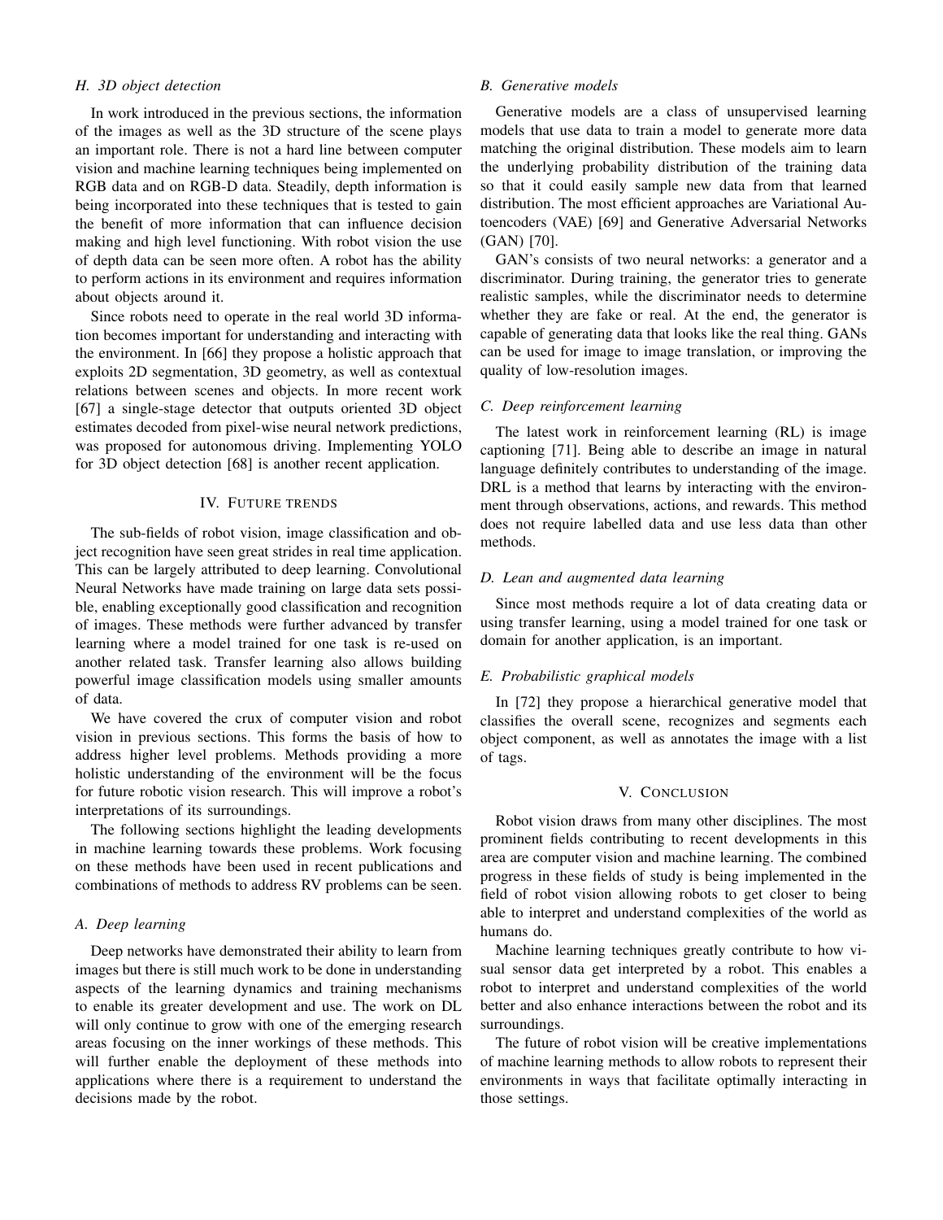### H. 3D object detection

In work introduced in the previous sections, the information of the images as well as the 3D structure of the scene plays an important role. There is not a hard line between computer vision and machine learning techniques being implemented on RGB data and on RGB-D data. Steadily, depth information is being incorporated into these techniques that is tested to gain the benefit of more information that can influence decision making and high level functioning. With robot vision the use of depth data can be seen more often. A robot has the ability to perform actions in its environment and requires information about objects around it.

Since robots need to operate in the real world 3D information becomes important for understanding and interacting with the environment. In [66] they propose a holistic approach that exploits 2D segmentation, 3D geometry, as well as contextual relations between scenes and objects. In more recent work [67] a single-stage detector that outputs oriented 3D object estimates decoded from pixel-wise neural network predictions, was proposed for autonomous driving. Implementing YOLO for 3D object detection [68] is another recent application.

## IV. Future trends

The sub-fields of robot vision, image classification and object recognition have seen great strides in real time application. This can be largely attributed to deep learning. Convolutional Neural Networks have made training on large data sets possible, enabling exceptionally good classification and recognition of images. These methods were further advanced by transfer learning where a model trained for one task is re-used on another related task. Transfer learning also allows building powerful image classification models using smaller amounts of data.

We have covered the crux of computer vision and robot vision in previous sections. This forms the basis of how to address higher level problems. Methods providing a more holistic understanding of the environment will be the focus for future robotic vision research. This will improve a robot's interpretations of its surroundings.

The following sections highlight the leading developments in machine learning towards these problems. Work focusing on these methods have been used in recent publications and combinations of methods to address RV problems can be seen.

### A. Deep learning

Deep networks have demonstrated their ability to learn from images but there is still much work to be done in understanding aspects of the learning dynamics and training mechanisms to enable its greater development and use. The work on DL will only continue to grow with one of the emerging research areas focusing on the inner workings of these methods. This will further enable the deployment of these methods into applications where there is a requirement to understand the decisions made by the robot.

### B. Generative models

Generative models are a class of unsupervised learning models that use data to train a model to generate more data matching the original distribution. These models aim to learn the underlying probability distribution of the training data so that it could easily sample new data from that learned distribution. The most efficient approaches are Variational Autoencoders (VAE) [69] and Generative Adversarial Networks (GAN) [70].

GAN's consists of two neural networks: a generator and a discriminator. During training, the generator tries to generate realistic samples, while the discriminator needs to determine whether they are fake or real. At the end, the generator is capable of generating data that looks like the real thing. GANs can be used for image to image translation, or improving the quality of low-resolution images.

### C. Deep reinforcement learning

The latest work in reinforcement learning (RL) is image captioning [71]. Being able to describe an image in natural language definitely contributes to understanding of the image. DRL is a method that learns by interacting with the environment through observations, actions, and rewards. This method does not require labelled data and use less data than other methods.

### D. Lean and augmented data learning

Since most methods require a lot of data creating data or using transfer learning, using a model trained for one task or domain for another application, is an important.

### E. Probabilistic graphical models

In [72] they propose a hierarchical generative model that classifies the overall scene, recognizes and segments each object component, as well as annotates the image with a list of tags.

## V. Conclusion

Robot vision draws from many other disciplines. The most prominent fields contributing to recent developments in this area are computer vision and machine learning. The combined progress in these fields of study is being implemented in the field of robot vision allowing robots to get closer to being able to interpret and understand complexities of the world as humans do.

Machine learning techniques greatly contribute to how visual sensor data get interpreted by a robot. This enables a robot to interpret and understand complexities of the world better and also enhance interactions between the robot and its surroundings.

The future of robot vision will be creative implementations of machine learning methods to allow robots to represent their environments in ways that facilitate optimally interacting in those settings.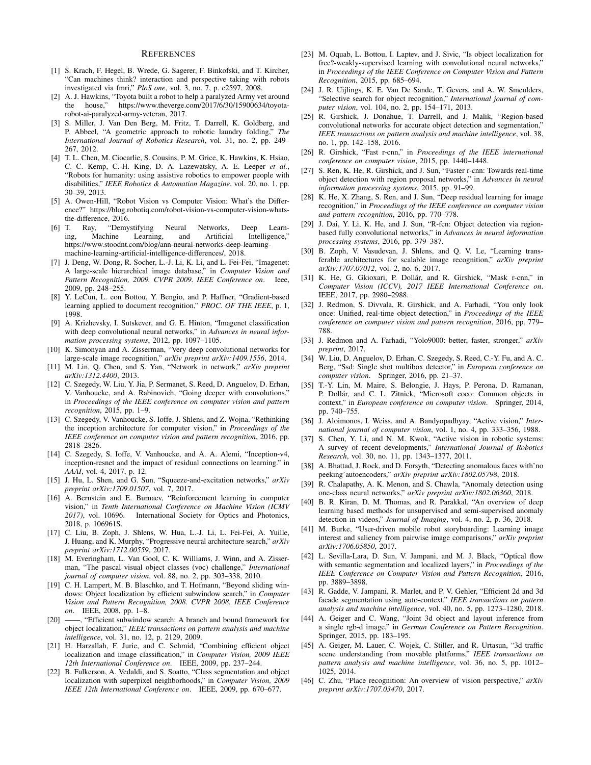## References

[1] S. Krach, F. Hegel, B. Wrede, G. Sagerer, F. Binkofski, and T. Kircher, "Can machines think? interaction and perspective taking with robots investigated via fmri," *PloS one*, vol. 3, no. 7, p. e2597, 2008.

[2] A. J. Hawkins, "Toyota built a robot to help a paralyzed Army vet around the house," https://www.theverge.com/2017/6/30/15900634/toyota-robot-ai-paralyzed-army-veteran, 2017.

[3] S. Miller, J. Van Den Berg, M. Fritz, T. Darrell, K. Goldberg, and P. Abbeel, "A geometric approach to robotic laundry folding," *The International Journal of Robotics Research*, vol. 31, no. 2, pp. 249–267, 2012.

[4] T. L. Chen, M. Ciocarlie, S. Cousins, P. M. Grice, K. Hawkins, K. Hsiao, C. C. Kemp, C.-H. King, D. A. Lazewatsky, A. E. Leeper *et al.*, "Robots for humanity: using assistive robotics to empower people with disabilities," *IEEE Robotics & Automation Magazine*, vol. 20, no. 1, pp. 30–39, 2013.

[5] A. Owen-Hill, "Robot Vision vs Computer Vision: What's the Difference?" https://blog.robotiq.com/robot-vision-vs-computer-vision-whats-the-difference, 2016.

[6] T. Ray, "Demystifying Neural Networks, Deep Learning, Machine Learning, and Artificial Intelligence," https://www.stoodnt.com/blog/ann-neural-networks-deep-learning-machine-learning-artificial-intelligence-differences/, 2018.

[7] J. Deng, W. Dong, R. Socher, L.-J. Li, K. Li, and L. Fei-Fei, "Imagenet: A large-scale hierarchical image database," in *Computer Vision and Pattern Recognition, 2009. CVPR 2009. IEEE Conference on*. Ieee, 2009, pp. 248–255.

[8] Y. LeCun, L. eon Bottou, Y. Bengio, and P. Haffner, "Gradient-based learning applied to document recognition," *PROC. OF THE IEEE*, p. 1, 1998.

[9] A. Krizhevsky, I. Sutskever, and G. E. Hinton, "Imagenet classification with deep convolutional neural networks," in *Advances in neural information processing systems*, 2012, pp. 1097–1105.

[10] K. Simonyan and A. Zisserman, "Very deep convolutional networks for large-scale image recognition," *arXiv preprint arXiv:1409.1556*, 2014.

[11] M. Lin, Q. Chen, and S. Yan, "Network in network," *arXiv preprint arXiv:1312.4400*, 2013.

[12] C. Szegedy, W. Liu, Y. Jia, P. Sermanet, S. Reed, D. Anguelov, D. Erhan, V. Vanhoucke, and A. Rabinovich, "Going deeper with convolutions," in *Proceedings of the IEEE conference on computer vision and pattern recognition*, 2015, pp. 1–9.

[13] C. Szegedy, V. Vanhoucke, S. Ioffe, J. Shlens, and Z. Wojna, "Rethinking the inception architecture for computer vision," in *Proceedings of the IEEE conference on computer vision and pattern recognition*, 2016, pp. 2818–2826.

[14] C. Szegedy, S. Ioffe, V. Vanhoucke, and A. A. Alemi, "Inception-v4, inception-resnet and the impact of residual connections on learning." in *AAAI*, vol. 4, 2017, p. 12.

[15] J. Hu, L. Shen, and G. Sun, "Squeeze-and-excitation networks," *arXiv preprint arXiv:1709.01507*, vol. 7, 2017.

[16] A. Bernstein and E. Burnaev, "Reinforcement learning in computer vision," in *Tenth International Conference on Machine Vision (ICMV 2017)*, vol. 10696. International Society for Optics and Photonics, 2018, p. 106961S.

[17] C. Liu, B. Zoph, J. Shlens, W. Hua, L.-J. Li, L. Fei-Fei, A. Yuille, J. Huang, and K. Murphy, "Progressive neural architecture search," *arXiv preprint arXiv:1712.00559*, 2017.

[18] M. Everingham, L. Van Gool, C. K. Williams, J. Winn, and A. Zisserman, "The pascal visual object classes (voc) challenge," *International journal of computer vision*, vol. 88, no. 2, pp. 303–338, 2010.

[19] C. H. Lampert, M. B. Blaschko, and T. Hofmann, "Beyond sliding windows: Object localization by efficient subwindow search," in *Computer Vision and Pattern Recognition, 2008. CVPR 2008. IEEE Conference on*. IEEE, 2008, pp. 1–8.

[20] ——, "Efficient subwindow search: A branch and bound framework for object localization," *IEEE transactions on pattern analysis and machine intelligence*, vol. 31, no. 12, p. 2129, 2009.

[21] H. Harzallah, F. Jurie, and C. Schmid, "Combining efficient object localization and image classification," in *Computer Vision, 2009 IEEE 12th International Conference on*. IEEE, 2009, pp. 237–244.

[22] B. Fulkerson, A. Vedaldi, and S. Soatto, "Class segmentation and object localization with superpixel neighborhoods," in *Computer Vision, 2009 IEEE 12th International Conference on*. IEEE, 2009, pp. 670–677.

[23] M. Oquab, L. Bottou, I. Laptev, and J. Sivic, "Is object localization for free?-weakly-supervised learning with convolutional neural networks," in *Proceedings of the IEEE Conference on Computer Vision and Pattern Recognition*, 2015, pp. 685–694.

[24] J. R. Uijlings, K. E. Van De Sande, T. Gevers, and A. W. Smeulders, "Selective search for object recognition," *International journal of computer vision*, vol. 104, no. 2, pp. 154–171, 2013.

[25] R. Girshick, J. Donahue, T. Darrell, and J. Malik, "Region-based convolutional networks for accurate object detection and segmentation," *IEEE transactions on pattern analysis and machine intelligence*, vol. 38, no. 1, pp. 142–158, 2016.

[26] R. Girshick, "Fast r-cnn," in *Proceedings of the IEEE international conference on computer vision*, 2015, pp. 1440–1448.

[27] S. Ren, K. He, R. Girshick, and J. Sun, "Faster r-cnn: Towards real-time object detection with region proposal networks," in *Advances in neural information processing systems*, 2015, pp. 91–99.

[28] K. He, X. Zhang, S. Ren, and J. Sun, "Deep residual learning for image recognition," in *Proceedings of the IEEE conference on computer vision and pattern recognition*, 2016, pp. 770–778.

[29] J. Dai, Y. Li, K. He, and J. Sun, "R-fcn: Object detection via region-based fully convolutional networks," in *Advances in neural information processing systems*, 2016, pp. 379–387.

[30] B. Zoph, V. Vasudevan, J. Shlens, and Q. V. Le, "Learning transferable architectures for scalable image recognition," *arXiv preprint arXiv:1707.07012*, vol. 2, no. 6, 2017.

[31] K. He, G. Gkioxari, P. Dollár, and R. Girshick, "Mask r-cnn," in *Computer Vision (ICCV), 2017 IEEE International Conference on*. IEEE, 2017, pp. 2980–2988.

[32] J. Redmon, S. Divvala, R. Girshick, and A. Farhadi, "You only look once: Unified, real-time object detection," in *Proceedings of the IEEE conference on computer vision and pattern recognition*, 2016, pp. 779–788.

[33] J. Redmon and A. Farhadi, "Yolo9000: better, faster, stronger," *arXiv preprint*, 2017.

[34] W. Liu, D. Anguelov, D. Erhan, C. Szegedy, S. Reed, C.-Y. Fu, and A. C. Berg, "Ssd: Single shot multibox detector," in *European conference on computer vision*. Springer, 2016, pp. 21–37.

[35] T.-Y. Lin, M. Maire, S. Belongie, J. Hays, P. Perona, D. Ramanan, P. Dollár, and C. L. Zitnick, "Microsoft coco: Common objects in context," in *European conference on computer vision*. Springer, 2014, pp. 740–755.

[36] J. Aloimonos, I. Weiss, and A. Bandyopadhyay, "Active vision," *International journal of computer vision*, vol. 1, no. 4, pp. 333–356, 1988.

[37] S. Chen, Y. Li, and N. M. Kwok, "Active vision in robotic systems: A survey of recent developments," *International Journal of Robotics Research*, vol. 30, no. 11, pp. 1343–1377, 2011.

[38] A. Bhattad, J. Rock, and D. Forsyth, "Detecting anomalous faces with'no peeking'autoencoders," *arXiv preprint arXiv:1802.05798*, 2018.

[39] R. Chalapathy, A. K. Menon, and S. Chawla, "Anomaly detection using one-class neural networks," *arXiv preprint arXiv:1802.06360*, 2018.

[40] B. R. Kiran, D. M. Thomas, and R. Parakkal, "An overview of deep learning based methods for unsupervised and semi-supervised anomaly detection in videos," *Journal of Imaging*, vol. 4, no. 2, p. 36, 2018.

[41] M. Burke, "User-driven mobile robot storyboarding: Learning image interest and saliency from pairwise image comparisons," *arXiv preprint arXiv:1706.05850*, 2017.

[42] L. Sevilla-Lara, D. Sun, V. Jampani, and M. J. Black, "Optical flow with semantic segmentation and localized layers," in *Proceedings of the IEEE Conference on Computer Vision and Pattern Recognition*, 2016, pp. 3889–3898.

[43] R. Gadde, V. Jampani, R. Marlet, and P. V. Gehler, "Efficient 2d and 3d facade segmentation using auto-context," *IEEE transactions on pattern analysis and machine intelligence*, vol. 40, no. 5, pp. 1273–1280, 2018.

[44] A. Geiger and C. Wang, "Joint 3d object and layout inference from a single rgb-d image," in *German Conference on Pattern Recognition*. Springer, 2015, pp. 183–195.

[45] A. Geiger, M. Lauer, C. Wojek, C. Stiller, and R. Urtasun, "3d traffic scene understanding from movable platforms," *IEEE transactions on pattern analysis and machine intelligence*, vol. 36, no. 5, pp. 1012–1025, 2014.

[46] C. Zhu, "Place recognition: An overview of vision perspective," *arXiv preprint arXiv:1707.03470*, 2017.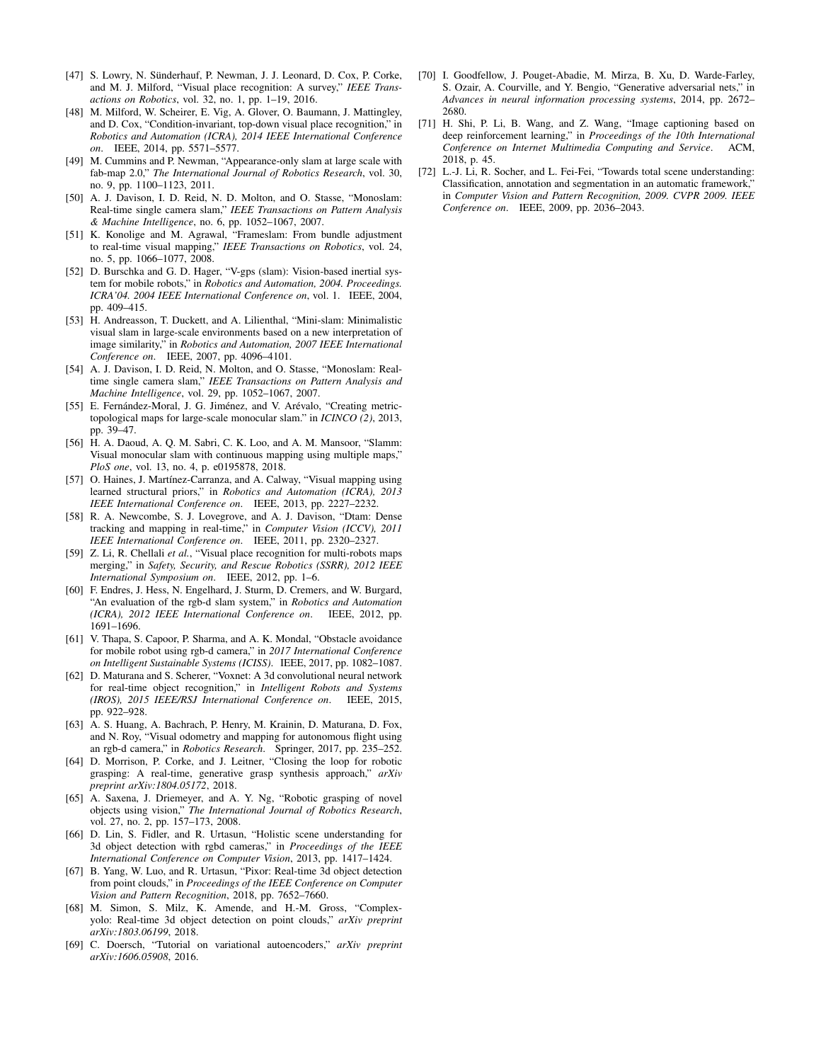[47] S. Lowry, N. Sünderhauf, P. Newman, J. J. Leonard, D. Cox, P. Corke, and M. J. Milford, "Visual place recognition: A survey," *IEEE Transactions on Robotics*, vol. 32, no. 1, pp. 1–19, 2016.

[48] M. Milford, W. Scheirer, E. Vig, A. Glover, O. Baumann, J. Mattingley, and D. Cox, "Condition-invariant, top-down visual place recognition," in *Robotics and Automation (ICRA), 2014 IEEE International Conference on*. IEEE, 2014, pp. 5571–5577.

[49] M. Cummins and P. Newman, "Appearance-only slam at large scale with fab-map 2.0," *The International Journal of Robotics Research*, vol. 30, no. 9, pp. 1100–1123, 2011.

[50] A. J. Davison, I. D. Reid, N. D. Molton, and O. Stasse, "Monoslam: Real-time single camera slam," *IEEE Transactions on Pattern Analysis & Machine Intelligence*, no. 6, pp. 1052–1067, 2007.

[51] K. Konolige and M. Agrawal, "Frameslam: From bundle adjustment to real-time visual mapping," *IEEE Transactions on Robotics*, vol. 24, no. 5, pp. 1066–1077, 2008.

[52] D. Burschka and G. D. Hager, "V-gps (slam): Vision-based inertial system for mobile robots," in *Robotics and Automation, 2004. Proceedings. ICRA'04. 2004 IEEE International Conference on*, vol. 1. IEEE, 2004, pp. 409–415.

[53] H. Andreasson, T. Duckett, and A. Lilienthal, "Mini-slam: Minimalistic visual slam in large-scale environments based on a new interpretation of image similarity," in *Robotics and Automation, 2007 IEEE International Conference on*. IEEE, 2007, pp. 4096–4101.

[54] A. J. Davison, I. D. Reid, N. Molton, and O. Stasse, "Monoslam: Real-time single camera slam," *IEEE Transactions on Pattern Analysis and Machine Intelligence*, vol. 29, pp. 1052–1067, 2007.

[55] E. Fernández-Moral, J. G. Jiménez, and V. Arévalo, "Creating metric-topological maps for large-scale monocular slam." in *ICINCO (2)*, 2013, pp. 39–47.

[56] H. A. Daoud, A. Q. M. Sabri, C. K. Loo, and A. M. Mansoor, "Slamm: Visual monocular slam with continuous mapping using multiple maps," *PloS one*, vol. 13, no. 4, p. e0195878, 2018.

[57] O. Haines, J. Martínez-Carranza, and A. Calway, "Visual mapping using learned structural priors," in *Robotics and Automation (ICRA), 2013 IEEE International Conference on*. IEEE, 2013, pp. 2227–2232.

[58] R. A. Newcombe, S. J. Lovegrove, and A. J. Davison, "Dtam: Dense tracking and mapping in real-time," in *Computer Vision (ICCV), 2011 IEEE International Conference on*. IEEE, 2011, pp. 2320–2327.

[59] Z. Li, R. Chellali *et al.*, "Visual place recognition for multi-robots maps merging," in *Safety, Security, and Rescue Robotics (SSRR), 2012 IEEE International Symposium on*. IEEE, 2012, pp. 1–6.

[60] F. Endres, J. Hess, N. Engelhard, J. Sturm, D. Cremers, and W. Burgard, "An evaluation of the rgb-d slam system," in *Robotics and Automation (ICRA), 2012 IEEE International Conference on*. IEEE, 2012, pp. 1691–1696.

[61] V. Thapa, S. Capoor, P. Sharma, and A. K. Mondal, "Obstacle avoidance for mobile robot using rgb-d camera," in *2017 International Conference on Intelligent Sustainable Systems (ICISS)*. IEEE, 2017, pp. 1082–1087.

[62] D. Maturana and S. Scherer, "Voxnet: A 3d convolutional neural network for real-time object recognition," in *Intelligent Robots and Systems (IROS), 2015 IEEE/RSJ International Conference on*. IEEE, 2015, pp. 922–928.

[63] A. S. Huang, A. Bachrach, P. Henry, M. Krainin, D. Maturana, D. Fox, and N. Roy, "Visual odometry and mapping for autonomous flight using an rgb-d camera," in *Robotics Research*. Springer, 2017, pp. 235–252.

[64] D. Morrison, P. Corke, and J. Leitner, "Closing the loop for robotic grasping: A real-time, generative grasp synthesis approach," *arXiv preprint arXiv:1804.05172*, 2018.

[65] A. Saxena, J. Driemeyer, and A. Y. Ng, "Robotic grasping of novel objects using vision," *The International Journal of Robotics Research*, vol. 27, no. 2, pp. 157–173, 2008.

[66] D. Lin, S. Fidler, and R. Urtasun, "Holistic scene understanding for 3d object detection with rgbd cameras," in *Proceedings of the IEEE International Conference on Computer Vision*, 2013, pp. 1417–1424.

[67] B. Yang, W. Luo, and R. Urtasun, "Pixor: Real-time 3d object detection from point clouds," in *Proceedings of the IEEE Conference on Computer Vision and Pattern Recognition*, 2018, pp. 7652–7660.

[68] M. Simon, S. Milz, K. Amende, and H.-M. Gross, "Complex-yolo: Real-time 3d object detection on point clouds," *arXiv preprint arXiv:1803.06199*, 2018.

[69] C. Doersch, "Tutorial on variational autoencoders," *arXiv preprint arXiv:1606.05908*, 2016.

[70] I. Goodfellow, J. Pouget-Abadie, M. Mirza, B. Xu, D. Warde-Farley, S. Ozair, A. Courville, and Y. Bengio, "Generative adversarial nets," in *Advances in neural information processing systems*, 2014, pp. 2672–2680.

[71] H. Shi, P. Li, B. Wang, and Z. Wang, "Image captioning based on deep reinforcement learning," in *Proceedings of the 10th International Conference on Internet Multimedia Computing and Service*. ACM, 2018, p. 45.

[72] L.-J. Li, R. Socher, and L. Fei-Fei, "Towards total scene understanding: Classification, annotation and segmentation in an automatic framework," in *Computer Vision and Pattern Recognition, 2009. CVPR 2009. IEEE Conference on*. IEEE, 2009, pp. 2036–2043.